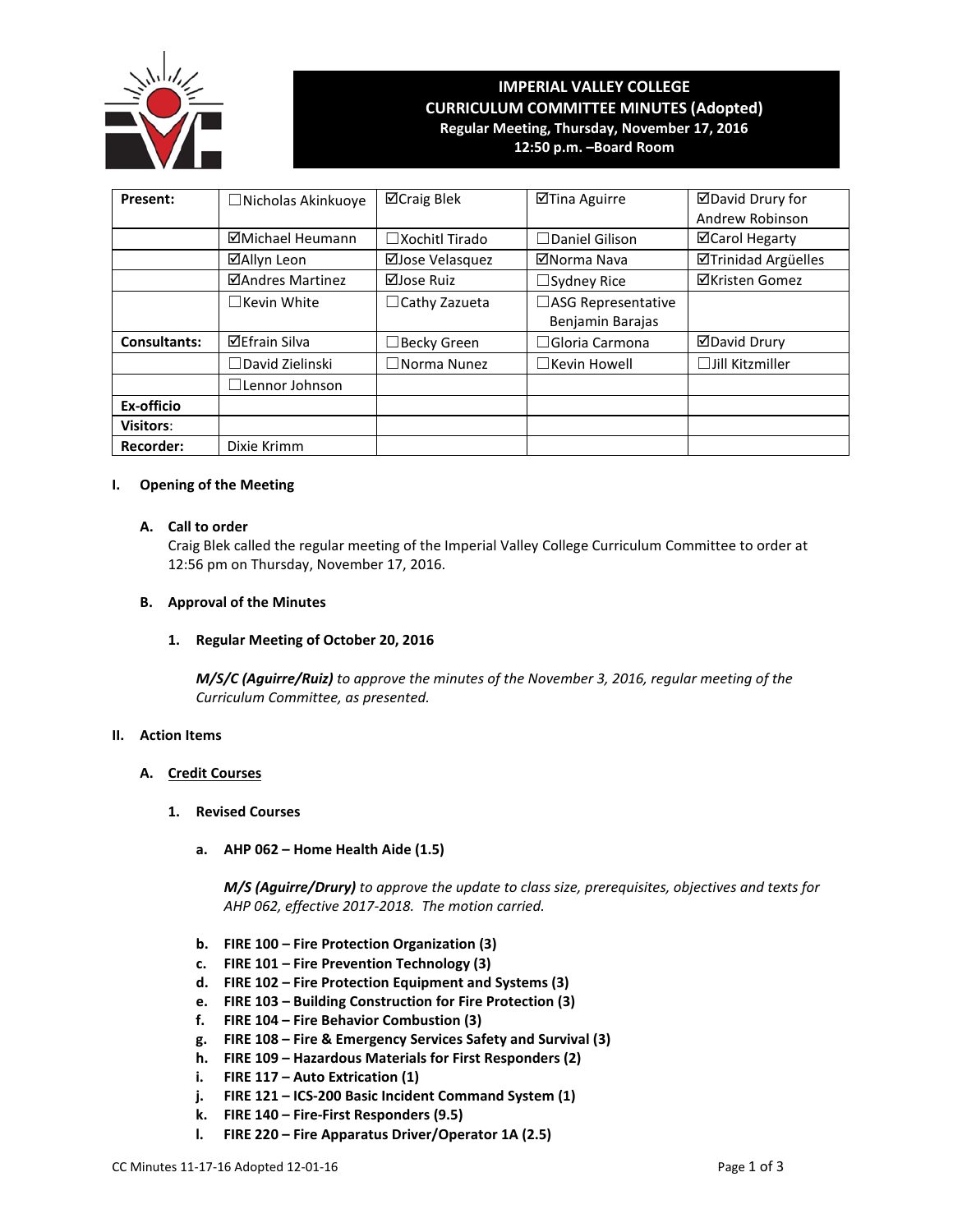# IMPERIAL VALLEY COLLEGE
## CURRICULUM COMMITTEE MINUTES (Adopted)
**Regular Meeting, Thursday, November 17, 2016**
**12:50 p.m. –Board Room**

| Present: | ☐Nicholas Akinkuoye | ☑Craig Blek | ☑Tina Aguirre | ☑David Drury for Andrew Robinson |
|---|---|---|---|---|
| | ☑Michael Heumann | ☐Xochitl Tirado | ☐Daniel Gilison | ☑Carol Hegarty |
| | ☑Allyn Leon | ☑Jose Velasquez | ☑Norma Nava | ☑Trinidad Argüelles |
| | ☑Andres Martinez | ☑Jose Ruiz | ☐Sydney Rice | ☑Kristen Gomez |
| | ☐Kevin White | ☐Cathy Zazueta | ☐ASG Representative Benjamin Barajas | |
| **Consultants:** | ☑Efrain Silva | ☐Becky Green | ☐Gloria Carmona | ☑David Drury |
| | ☐David Zielinski | ☐Norma Nunez | ☐Kevin Howell | ☐Jill Kitzmiller |
| | ☐Lennor Johnson | | | |
| **Ex-officio** | | | | |
| **Visitors:** | | | | |
| **Recorder:** | Dixie Krimm | | | |

**I. Opening of the Meeting**

**A. Call to order**

Craig Blek called the regular meeting of the Imperial Valley College Curriculum Committee to order at 12:56 pm on Thursday, November 17, 2016.

**B. Approval of the Minutes**

**1. Regular Meeting of October 20, 2016**

***M/S/C (Aguirre/Ruiz)*** *to approve the minutes of the November 3, 2016, regular meeting of the Curriculum Committee, as presented.*

**II. Action Items**

**A. Credit Courses**

**1. Revised Courses**

**a. AHP 062 – Home Health Aide (1.5)**

***M/S (Aguirre/Drury)*** *to approve the update to class size, prerequisites, objectives and texts for AHP 062, effective 2017-2018. The motion carried.*

**b. FIRE 100 – Fire Protection Organization (3)**
**c. FIRE 101 – Fire Prevention Technology (3)**
**d. FIRE 102 – Fire Protection Equipment and Systems (3)**
**e. FIRE 103 – Building Construction for Fire Protection (3)**
**f. FIRE 104 – Fire Behavior Combustion (3)**
**g. FIRE 108 – Fire & Emergency Services Safety and Survival (3)**
**h. FIRE 109 – Hazardous Materials for First Responders (2)**
**i. FIRE 117 – Auto Extrication (1)**
**j. FIRE 121 – ICS-200 Basic Incident Command System (1)**
**k. FIRE 140 – Fire-First Responders (9.5)**
**l. FIRE 220 – Fire Apparatus Driver/Operator 1A (2.5)**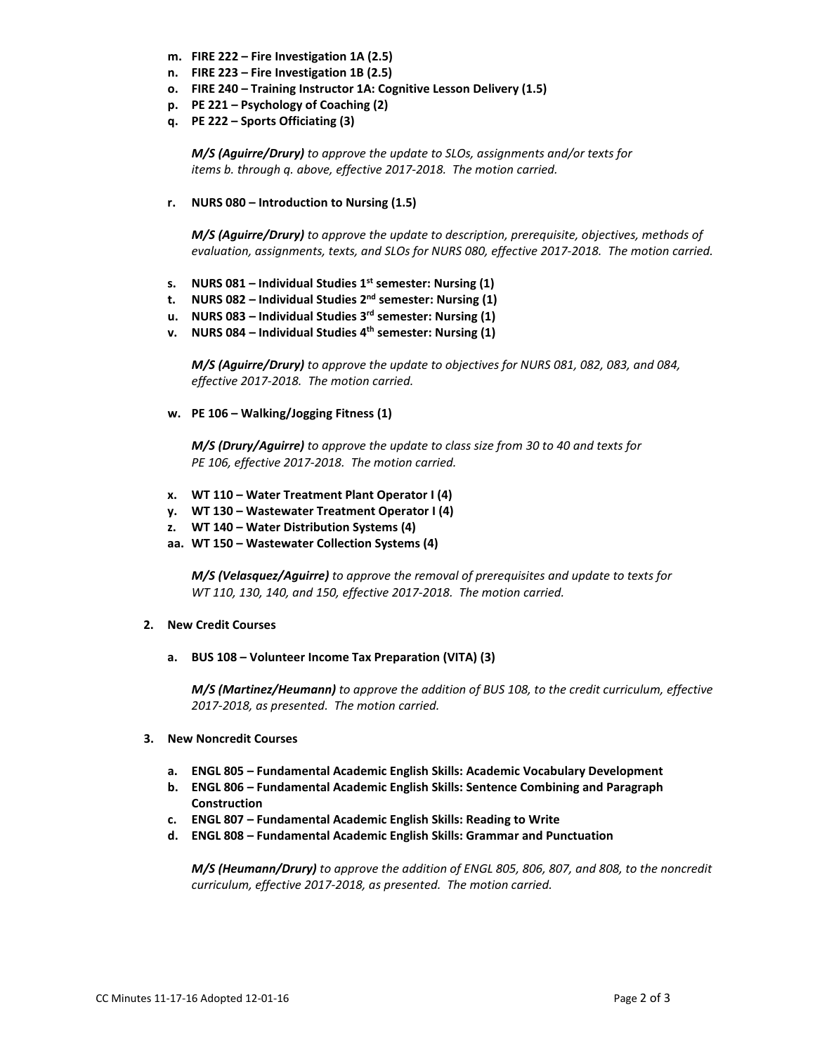- **m. FIRE 222 – Fire Investigation 1A (2.5)**
- **n. FIRE 223 – Fire Investigation 1B (2.5)**
- **o. FIRE 240 – Training Instructor 1A: Cognitive Lesson Delivery (1.5)**
- **p. PE 221 – Psychology of Coaching (2)**
- **q. PE 222 – Sports Officiating (3)**

  ***M/S (Aguirre/Drury)*** *to approve the update to SLOs, assignments and/or texts for items b. through q. above, effective 2017-2018. The motion carried.*

- **r. NURS 080 – Introduction to Nursing (1.5)**

  ***M/S (Aguirre/Drury)*** *to approve the update to description, prerequisite, objectives, methods of evaluation, assignments, texts, and SLOs for NURS 080, effective 2017-2018. The motion carried.*

- **s. NURS 081 – Individual Studies 1st semester: Nursing (1)**
- **t. NURS 082 – Individual Studies 2nd semester: Nursing (1)**
- **u. NURS 083 – Individual Studies 3rd semester: Nursing (1)**
- **v. NURS 084 – Individual Studies 4th semester: Nursing (1)**

  ***M/S (Aguirre/Drury)*** *to approve the update to objectives for NURS 081, 082, 083, and 084, effective 2017-2018. The motion carried.*

- **w. PE 106 – Walking/Jogging Fitness (1)**

  ***M/S (Drury/Aguirre)*** *to approve the update to class size from 30 to 40 and texts for PE 106, effective 2017-2018. The motion carried.*

- **x. WT 110 – Water Treatment Plant Operator I (4)**
- **y. WT 130 – Wastewater Treatment Operator I (4)**
- **z. WT 140 – Water Distribution Systems (4)**
- **aa. WT 150 – Wastewater Collection Systems (4)**

  ***M/S (Velasquez/Aguirre)*** *to approve the removal of prerequisites and update to texts for WT 110, 130, 140, and 150, effective 2017-2018. The motion carried.*

**2. New Credit Courses**

- **a. BUS 108 – Volunteer Income Tax Preparation (VITA) (3)**

  ***M/S (Martinez/Heumann)*** *to approve the addition of BUS 108, to the credit curriculum, effective 2017-2018, as presented. The motion carried.*

**3. New Noncredit Courses**

- **a. ENGL 805 – Fundamental Academic English Skills: Academic Vocabulary Development**
- **b. ENGL 806 – Fundamental Academic English Skills: Sentence Combining and Paragraph Construction**
- **c. ENGL 807 – Fundamental Academic English Skills: Reading to Write**
- **d. ENGL 808 – Fundamental Academic English Skills: Grammar and Punctuation**

  ***M/S (Heumann/Drury)*** *to approve the addition of ENGL 805, 806, 807, and 808, to the noncredit curriculum, effective 2017-2018, as presented. The motion carried.*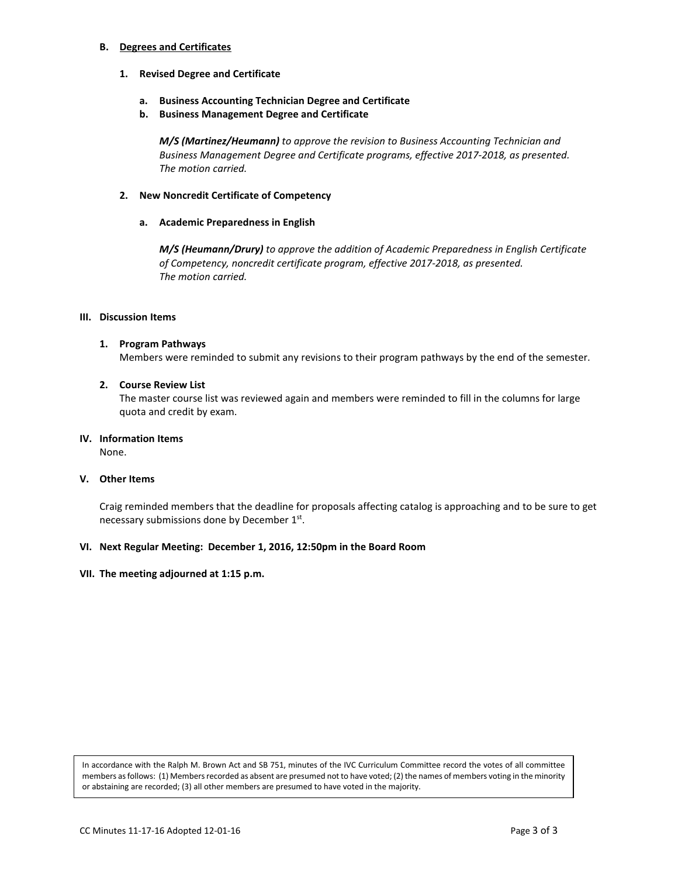**B. Degrees and Certificates**

**1. Revised Degree and Certificate**

**a. Business Accounting Technician Degree and Certificate**

**b. Business Management Degree and Certificate**

***M/S (Martinez/Heumann)*** *to approve the revision to Business Accounting Technician and Business Management Degree and Certificate programs, effective 2017-2018, as presented. The motion carried.*

**2. New Noncredit Certificate of Competency**

**a. Academic Preparedness in English**

***M/S (Heumann/Drury)*** *to approve the addition of Academic Preparedness in English Certificate of Competency, noncredit certificate program, effective 2017-2018, as presented. The motion carried.*

## III. Discussion Items

**1. Program Pathways**

Members were reminded to submit any revisions to their program pathways by the end of the semester.

**2. Course Review List**

The master course list was reviewed again and members were reminded to fill in the columns for large quota and credit by exam.

## IV. Information Items

None.

## V. Other Items

Craig reminded members that the deadline for proposals affecting catalog is approaching and to be sure to get necessary submissions done by December 1st.

## VI. Next Regular Meeting: December 1, 2016, 12:50pm in the Board Room

## VII. The meeting adjourned at 1:15 p.m.

In accordance with the Ralph M. Brown Act and SB 751, minutes of the IVC Curriculum Committee record the votes of all committee members as follows: (1) Members recorded as absent are presumed not to have voted; (2) the names of members voting in the minority or abstaining are recorded; (3) all other members are presumed to have voted in the majority.

CC Minutes 11-17-16 Adopted 12-01-16